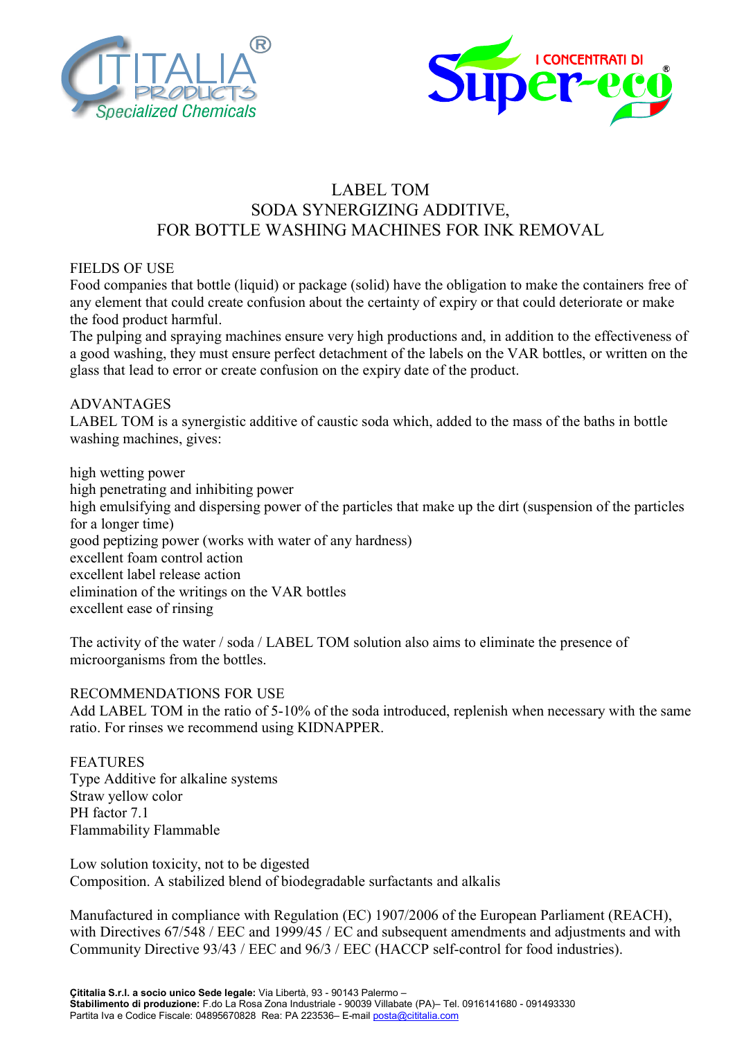# LABEL TOM
## SODA SYNERGIZING ADDITIVE, FOR BOTTLE WASHING MACHINES FOR INK REMOVAL

FIELDS OF USE

Food companies that bottle (liquid) or package (solid) have the obligation to make the containers free of any element that could create confusion about the certainty of expiry or that could deteriorate or make the food product harmful.

The pulping and spraying machines ensure very high productions and, in addition to the effectiveness of a good washing, they must ensure perfect detachment of the labels on the VAR bottles, or written on the glass that lead to error or create confusion on the expiry date of the product.

ADVANTAGES

LABEL TOM is a synergistic additive of caustic soda which, added to the mass of the baths in bottle washing machines, gives:

high wetting power
high penetrating and inhibiting power
high emulsifying and dispersing power of the particles that make up the dirt (suspension of the particles for a longer time)
good peptizing power (works with water of any hardness)
excellent foam control action
excellent label release action
elimination of the writings on the VAR bottles
excellent ease of rinsing

The activity of the water / soda / LABEL TOM solution also aims to eliminate the presence of microorganisms from the bottles.

RECOMMENDATIONS FOR USE

Add LABEL TOM in the ratio of 5-10% of the soda introduced, replenish when necessary with the same ratio. For rinses we recommend using KIDNAPPER.

FEATURES

Type Additive for alkaline systems
Straw yellow color
PH factor 7.1
Flammability Flammable

Low solution toxicity, not to be digested
Composition. A stabilized blend of biodegradable surfactants and alkalis

Manufactured in compliance with Regulation (EC) 1907/2006 of the European Parliament (REACH), with Directives 67/548 / EEC and 1999/45 / EC and subsequent amendments and adjustments and with Community Directive 93/43 / EEC and 96/3 / EEC (HACCP self-control for food industries).

**Çititalia S.r.l. a socio unico Sede legale:** Via Libertà, 93 - 90143 Palermo –
**Stabilimento di produzione:** F.do La Rosa Zona Industriale - 90039 Villabate (PA)– Tel. 0916141680 - 091493330
Partita Iva e Codice Fiscale: 04895670828 Rea: PA 223536– E-mail posta@cititalia.com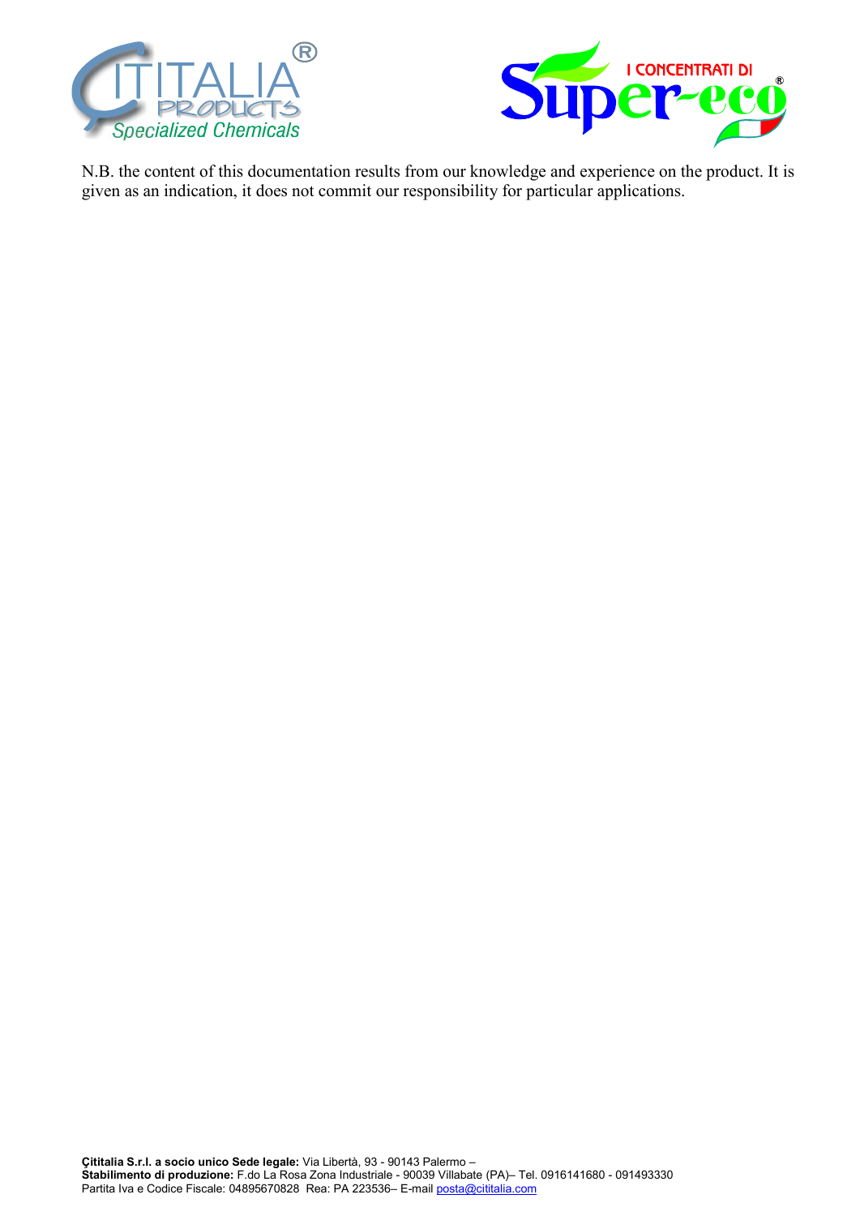N.B. the content of this documentation results from our knowledge and experience on the product. It is given as an indication, it does not commit our responsibility for particular applications.

**Çititalia S.r.l. a socio unico Sede legale:** Via Libertà, 93 - 90143 Palermo –
**Stabilimento di produzione:** F.do La Rosa Zona Industriale - 90039 Villabate (PA)– Tel. 0916141680 - 091493330
Partita Iva e Codice Fiscale: 04895670828 Rea: PA 223536– E-mail posta@cititalia.com